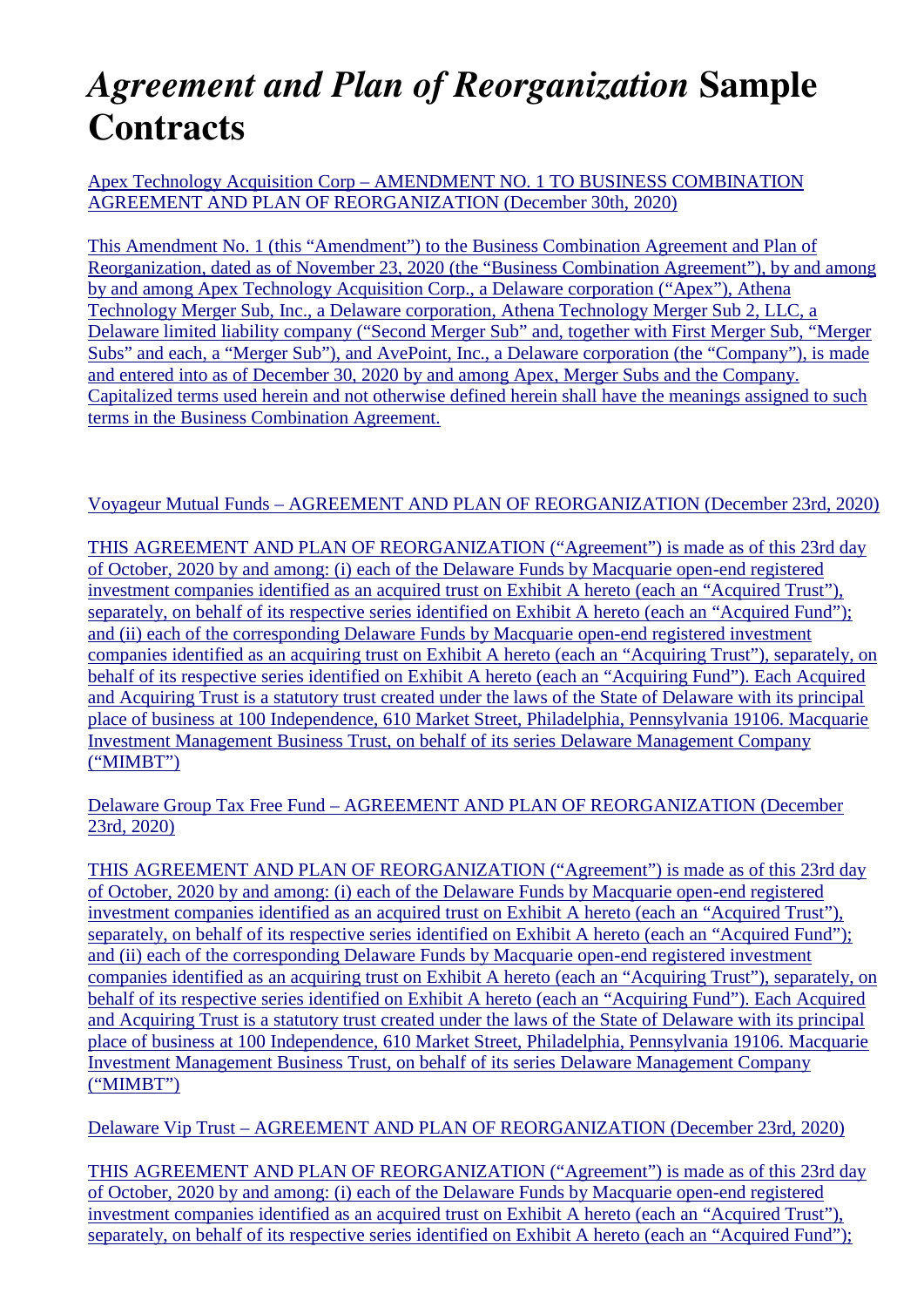# *Agreement and Plan of Reorganization* Sample Contracts

Apex Technology Acquisition Corp – AMENDMENT NO. 1 TO BUSINESS COMBINATION AGREEMENT AND PLAN OF REORGANIZATION (December 30th, 2020)

This Amendment No. 1 (this "Amendment") to the Business Combination Agreement and Plan of Reorganization, dated as of November 23, 2020 (the "Business Combination Agreement"), by and among by and among Apex Technology Acquisition Corp., a Delaware corporation ("Apex"), Athena Technology Merger Sub, Inc., a Delaware corporation, Athena Technology Merger Sub 2, LLC, a Delaware limited liability company ("Second Merger Sub" and, together with First Merger Sub, "Merger Subs" and each, a "Merger Sub"), and AvePoint, Inc., a Delaware corporation (the "Company"), is made and entered into as of December 30, 2020 by and among Apex, Merger Subs and the Company. Capitalized terms used herein and not otherwise defined herein shall have the meanings assigned to such terms in the Business Combination Agreement.

Voyageur Mutual Funds – AGREEMENT AND PLAN OF REORGANIZATION (December 23rd, 2020)

THIS AGREEMENT AND PLAN OF REORGANIZATION ("Agreement") is made as of this 23rd day of October, 2020 by and among: (i) each of the Delaware Funds by Macquarie open-end registered investment companies identified as an acquired trust on Exhibit A hereto (each an "Acquired Trust"), separately, on behalf of its respective series identified on Exhibit A hereto (each an "Acquired Fund"); and (ii) each of the corresponding Delaware Funds by Macquarie open-end registered investment companies identified as an acquiring trust on Exhibit A hereto (each an "Acquiring Trust"), separately, on behalf of its respective series identified on Exhibit A hereto (each an "Acquiring Fund"). Each Acquired and Acquiring Trust is a statutory trust created under the laws of the State of Delaware with its principal place of business at 100 Independence, 610 Market Street, Philadelphia, Pennsylvania 19106. Macquarie Investment Management Business Trust, on behalf of its series Delaware Management Company ("MIMBT")

Delaware Group Tax Free Fund – AGREEMENT AND PLAN OF REORGANIZATION (December 23rd, 2020)

THIS AGREEMENT AND PLAN OF REORGANIZATION ("Agreement") is made as of this 23rd day of October, 2020 by and among: (i) each of the Delaware Funds by Macquarie open-end registered investment companies identified as an acquired trust on Exhibit A hereto (each an "Acquired Trust"), separately, on behalf of its respective series identified on Exhibit A hereto (each an "Acquired Fund"); and (ii) each of the corresponding Delaware Funds by Macquarie open-end registered investment companies identified as an acquiring trust on Exhibit A hereto (each an "Acquiring Trust"), separately, on behalf of its respective series identified on Exhibit A hereto (each an "Acquiring Fund"). Each Acquired and Acquiring Trust is a statutory trust created under the laws of the State of Delaware with its principal place of business at 100 Independence, 610 Market Street, Philadelphia, Pennsylvania 19106. Macquarie Investment Management Business Trust, on behalf of its series Delaware Management Company ("MIMBT")

Delaware Vip Trust – AGREEMENT AND PLAN OF REORGANIZATION (December 23rd, 2020)

THIS AGREEMENT AND PLAN OF REORGANIZATION ("Agreement") is made as of this 23rd day of October, 2020 by and among: (i) each of the Delaware Funds by Macquarie open-end registered investment companies identified as an acquired trust on Exhibit A hereto (each an "Acquired Trust"), separately, on behalf of its respective series identified on Exhibit A hereto (each an "Acquired Fund");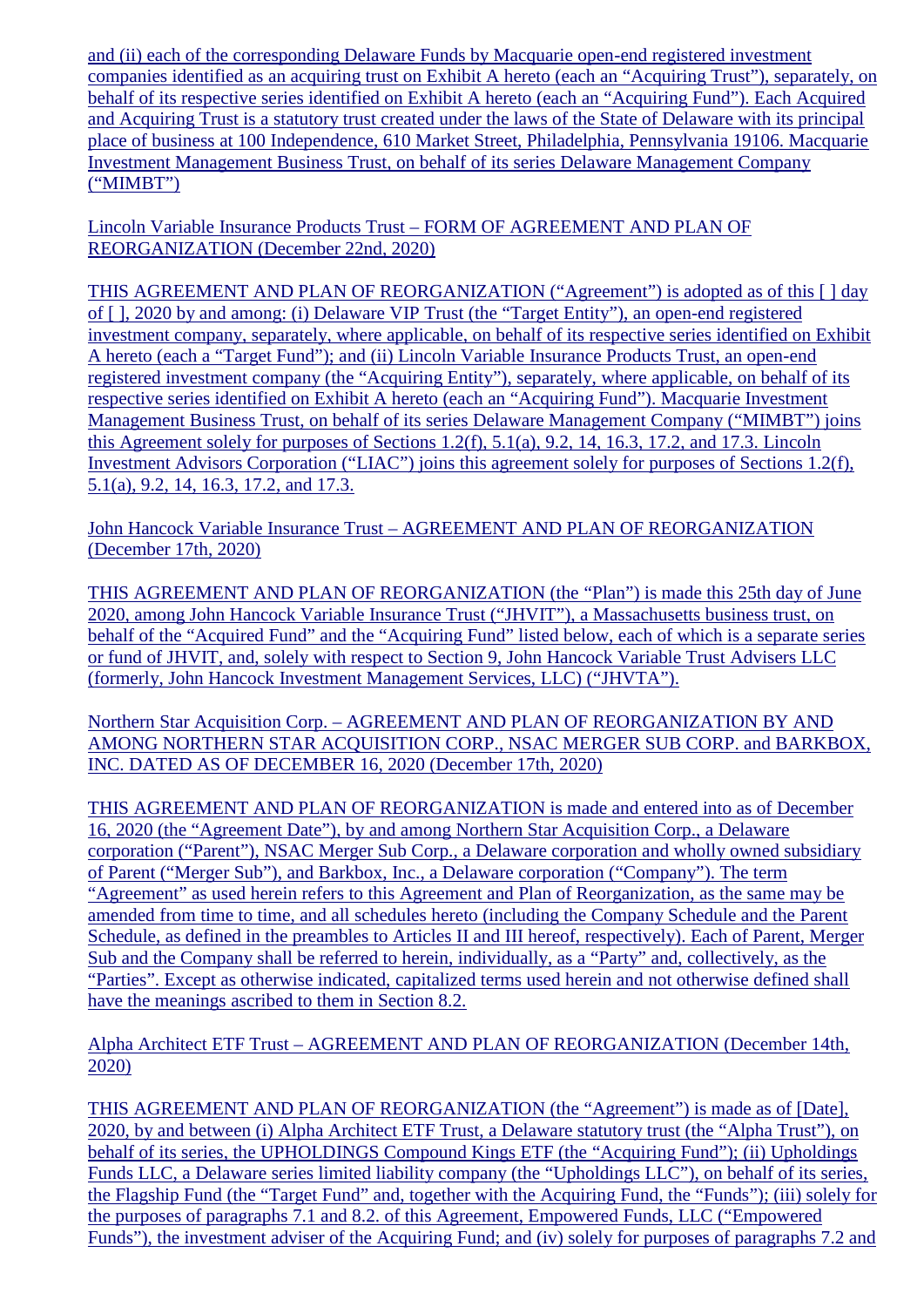and (ii) each of the corresponding Delaware Funds by Macquarie open-end registered investment companies identified as an acquiring trust on Exhibit A hereto (each an "Acquiring Trust"), separately, on behalf of its respective series identified on Exhibit A hereto (each an "Acquiring Fund"). Each Acquired and Acquiring Trust is a statutory trust created under the laws of the State of Delaware with its principal place of business at 100 Independence, 610 Market Street, Philadelphia, Pennsylvania 19106. Macquarie Investment Management Business Trust, on behalf of its series Delaware Management Company ("MIMBT")

Lincoln Variable Insurance Products Trust – FORM OF AGREEMENT AND PLAN OF REORGANIZATION (December 22nd, 2020)

THIS AGREEMENT AND PLAN OF REORGANIZATION ("Agreement") is adopted as of this [ ] day of [ ], 2020 by and among: (i) Delaware VIP Trust (the "Target Entity"), an open-end registered investment company, separately, where applicable, on behalf of its respective series identified on Exhibit A hereto (each a "Target Fund"); and (ii) Lincoln Variable Insurance Products Trust, an open-end registered investment company (the "Acquiring Entity"), separately, where applicable, on behalf of its respective series identified on Exhibit A hereto (each an "Acquiring Fund"). Macquarie Investment Management Business Trust, on behalf of its series Delaware Management Company ("MIMBT") joins this Agreement solely for purposes of Sections 1.2(f), 5.1(a), 9.2, 14, 16.3, 17.2, and 17.3. Lincoln Investment Advisors Corporation ("LIAC") joins this agreement solely for purposes of Sections 1.2(f), 5.1(a), 9.2, 14, 16.3, 17.2, and 17.3.

John Hancock Variable Insurance Trust – AGREEMENT AND PLAN OF REORGANIZATION (December 17th, 2020)

THIS AGREEMENT AND PLAN OF REORGANIZATION (the "Plan") is made this 25th day of June 2020, among John Hancock Variable Insurance Trust ("JHVIT"), a Massachusetts business trust, on behalf of the "Acquired Fund" and the "Acquiring Fund" listed below, each of which is a separate series or fund of JHVIT, and, solely with respect to Section 9, John Hancock Variable Trust Advisers LLC (formerly, John Hancock Investment Management Services, LLC) ("JHVTA").

Northern Star Acquisition Corp. – AGREEMENT AND PLAN OF REORGANIZATION BY AND AMONG NORTHERN STAR ACQUISITION CORP., NSAC MERGER SUB CORP. and BARKBOX, INC. DATED AS OF DECEMBER 16, 2020 (December 17th, 2020)

THIS AGREEMENT AND PLAN OF REORGANIZATION is made and entered into as of December 16, 2020 (the "Agreement Date"), by and among Northern Star Acquisition Corp., a Delaware corporation ("Parent"), NSAC Merger Sub Corp., a Delaware corporation and wholly owned subsidiary of Parent ("Merger Sub"), and Barkbox, Inc., a Delaware corporation ("Company"). The term "Agreement" as used herein refers to this Agreement and Plan of Reorganization, as the same may be amended from time to time, and all schedules hereto (including the Company Schedule and the Parent Schedule, as defined in the preambles to Articles II and III hereof, respectively). Each of Parent, Merger Sub and the Company shall be referred to herein, individually, as a "Party" and, collectively, as the "Parties". Except as otherwise indicated, capitalized terms used herein and not otherwise defined shall have the meanings ascribed to them in Section 8.2.

Alpha Architect ETF Trust – AGREEMENT AND PLAN OF REORGANIZATION (December 14th, 2020)

THIS AGREEMENT AND PLAN OF REORGANIZATION (the "Agreement") is made as of [Date], 2020, by and between (i) Alpha Architect ETF Trust, a Delaware statutory trust (the "Alpha Trust"), on behalf of its series, the UPHOLDINGS Compound Kings ETF (the "Acquiring Fund"); (ii) Upholdings Funds LLC, a Delaware series limited liability company (the "Upholdings LLC"), on behalf of its series, the Flagship Fund (the "Target Fund" and, together with the Acquiring Fund, the "Funds"); (iii) solely for the purposes of paragraphs 7.1 and 8.2. of this Agreement, Empowered Funds, LLC ("Empowered Funds"), the investment adviser of the Acquiring Fund; and (iv) solely for purposes of paragraphs 7.2 and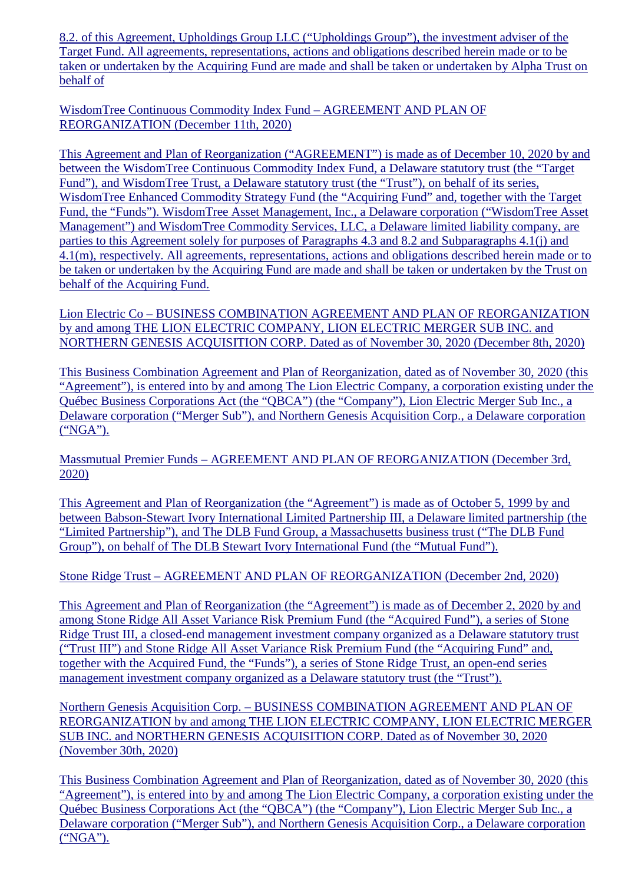8.2. of this Agreement, Upholdings Group LLC (“Upholdings Group”), the investment adviser of the Target Fund. All agreements, representations, actions and obligations described herein made or to be taken or undertaken by the Acquiring Fund are made and shall be taken or undertaken by Alpha Trust on behalf of

WisdomTree Continuous Commodity Index Fund – AGREEMENT AND PLAN OF REORGANIZATION (December 11th, 2020)

This Agreement and Plan of Reorganization (“AGREEMENT”) is made as of December 10, 2020 by and between the WisdomTree Continuous Commodity Index Fund, a Delaware statutory trust (the “Target Fund”), and WisdomTree Trust, a Delaware statutory trust (the “Trust”), on behalf of its series, WisdomTree Enhanced Commodity Strategy Fund (the “Acquiring Fund” and, together with the Target Fund, the “Funds”). WisdomTree Asset Management, Inc., a Delaware corporation (“WisdomTree Asset Management”) and WisdomTree Commodity Services, LLC, a Delaware limited liability company, are parties to this Agreement solely for purposes of Paragraphs 4.3 and 8.2 and Subparagraphs 4.1(j) and 4.1(m), respectively. All agreements, representations, actions and obligations described herein made or to be taken or undertaken by the Acquiring Fund are made and shall be taken or undertaken by the Trust on behalf of the Acquiring Fund.

Lion Electric Co – BUSINESS COMBINATION AGREEMENT AND PLAN OF REORGANIZATION by and among THE LION ELECTRIC COMPANY, LION ELECTRIC MERGER SUB INC. and NORTHERN GENESIS ACQUISITION CORP. Dated as of November 30, 2020 (December 8th, 2020)

This Business Combination Agreement and Plan of Reorganization, dated as of November 30, 2020 (this “Agreement”), is entered into by and among The Lion Electric Company, a corporation existing under the Québec Business Corporations Act (the “QBCA”) (the “Company”), Lion Electric Merger Sub Inc., a Delaware corporation (“Merger Sub”), and Northern Genesis Acquisition Corp., a Delaware corporation (“NGA”).

Massmutual Premier Funds – AGREEMENT AND PLAN OF REORGANIZATION (December 3rd, 2020)

This Agreement and Plan of Reorganization (the “Agreement”) is made as of October 5, 1999 by and between Babson-Stewart Ivory International Limited Partnership III, a Delaware limited partnership (the “Limited Partnership”), and The DLB Fund Group, a Massachusetts business trust (“The DLB Fund Group”), on behalf of The DLB Stewart Ivory International Fund (the “Mutual Fund”).

Stone Ridge Trust – AGREEMENT AND PLAN OF REORGANIZATION (December 2nd, 2020)

This Agreement and Plan of Reorganization (the “Agreement”) is made as of December 2, 2020 by and among Stone Ridge All Asset Variance Risk Premium Fund (the “Acquired Fund”), a series of Stone Ridge Trust III, a closed-end management investment company organized as a Delaware statutory trust (“Trust III”) and Stone Ridge All Asset Variance Risk Premium Fund (the “Acquiring Fund” and, together with the Acquired Fund, the “Funds”), a series of Stone Ridge Trust, an open-end series management investment company organized as a Delaware statutory trust (the “Trust”).

Northern Genesis Acquisition Corp. – BUSINESS COMBINATION AGREEMENT AND PLAN OF REORGANIZATION by and among THE LION ELECTRIC COMPANY, LION ELECTRIC MERGER SUB INC. and NORTHERN GENESIS ACQUISITION CORP. Dated as of November 30, 2020 (November 30th, 2020)

This Business Combination Agreement and Plan of Reorganization, dated as of November 30, 2020 (this “Agreement”), is entered into by and among The Lion Electric Company, a corporation existing under the Québec Business Corporations Act (the “QBCA”) (the “Company”), Lion Electric Merger Sub Inc., a Delaware corporation (“Merger Sub”), and Northern Genesis Acquisition Corp., a Delaware corporation (“NGA”).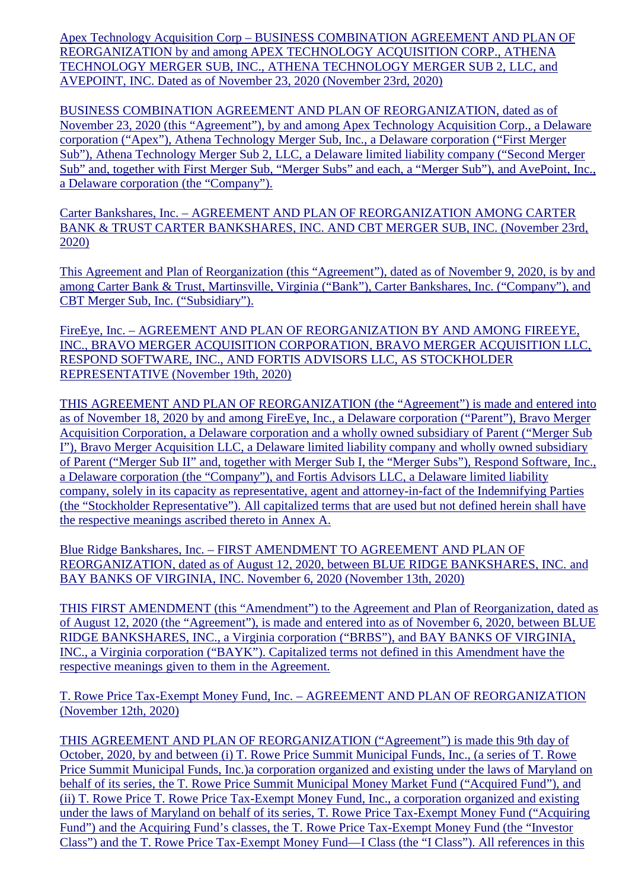Apex Technology Acquisition Corp – BUSINESS COMBINATION AGREEMENT AND PLAN OF REORGANIZATION by and among APEX TECHNOLOGY ACQUISITION CORP., ATHENA TECHNOLOGY MERGER SUB, INC., ATHENA TECHNOLOGY MERGER SUB 2, LLC, and AVEPOINT, INC. Dated as of November 23, 2020 (November 23rd, 2020)

BUSINESS COMBINATION AGREEMENT AND PLAN OF REORGANIZATION, dated as of November 23, 2020 (this "Agreement"), by and among Apex Technology Acquisition Corp., a Delaware corporation ("Apex"), Athena Technology Merger Sub, Inc., a Delaware corporation ("First Merger Sub"), Athena Technology Merger Sub 2, LLC, a Delaware limited liability company ("Second Merger Sub" and, together with First Merger Sub, "Merger Subs" and each, a "Merger Sub"), and AvePoint, Inc., a Delaware corporation (the "Company").

Carter Bankshares, Inc. – AGREEMENT AND PLAN OF REORGANIZATION AMONG CARTER BANK & TRUST CARTER BANKSHARES, INC. AND CBT MERGER SUB, INC. (November 23rd, 2020)

This Agreement and Plan of Reorganization (this "Agreement"), dated as of November 9, 2020, is by and among Carter Bank & Trust, Martinsville, Virginia ("Bank"), Carter Bankshares, Inc. ("Company"), and CBT Merger Sub, Inc. ("Subsidiary").

FireEye, Inc. – AGREEMENT AND PLAN OF REORGANIZATION BY AND AMONG FIREEYE, INC., BRAVO MERGER ACQUISITION CORPORATION, BRAVO MERGER ACQUISITION LLC, RESPOND SOFTWARE, INC., AND FORTIS ADVISORS LLC, AS STOCKHOLDER REPRESENTATIVE (November 19th, 2020)

THIS AGREEMENT AND PLAN OF REORGANIZATION (the "Agreement") is made and entered into as of November 18, 2020 by and among FireEye, Inc., a Delaware corporation ("Parent"), Bravo Merger Acquisition Corporation, a Delaware corporation and a wholly owned subsidiary of Parent ("Merger Sub I"), Bravo Merger Acquisition LLC, a Delaware limited liability company and wholly owned subsidiary of Parent ("Merger Sub II" and, together with Merger Sub I, the "Merger Subs"), Respond Software, Inc., a Delaware corporation (the "Company"), and Fortis Advisors LLC, a Delaware limited liability company, solely in its capacity as representative, agent and attorney-in-fact of the Indemnifying Parties (the "Stockholder Representative"). All capitalized terms that are used but not defined herein shall have the respective meanings ascribed thereto in Annex A.

Blue Ridge Bankshares, Inc. – FIRST AMENDMENT TO AGREEMENT AND PLAN OF REORGANIZATION, dated as of August 12, 2020, between BLUE RIDGE BANKSHARES, INC. and BAY BANKS OF VIRGINIA, INC. November 6, 2020 (November 13th, 2020)

THIS FIRST AMENDMENT (this "Amendment") to the Agreement and Plan of Reorganization, dated as of August 12, 2020 (the "Agreement"), is made and entered into as of November 6, 2020, between BLUE RIDGE BANKSHARES, INC., a Virginia corporation ("BRBS"), and BAY BANKS OF VIRGINIA, INC., a Virginia corporation ("BAYK"). Capitalized terms not defined in this Amendment have the respective meanings given to them in the Agreement.

T. Rowe Price Tax-Exempt Money Fund, Inc. – AGREEMENT AND PLAN OF REORGANIZATION (November 12th, 2020)

THIS AGREEMENT AND PLAN OF REORGANIZATION ("Agreement") is made this 9th day of October, 2020, by and between (i) T. Rowe Price Summit Municipal Funds, Inc., (a series of T. Rowe Price Summit Municipal Funds, Inc.)a corporation organized and existing under the laws of Maryland on behalf of its series, the T. Rowe Price Summit Municipal Money Market Fund ("Acquired Fund"), and (ii) T. Rowe Price T. Rowe Price Tax-Exempt Money Fund, Inc., a corporation organized and existing under the laws of Maryland on behalf of its series, T. Rowe Price Tax-Exempt Money Fund ("Acquiring Fund") and the Acquiring Fund's classes, the T. Rowe Price Tax-Exempt Money Fund (the "Investor Class") and the T. Rowe Price Tax-Exempt Money Fund—I Class (the "I Class"). All references in this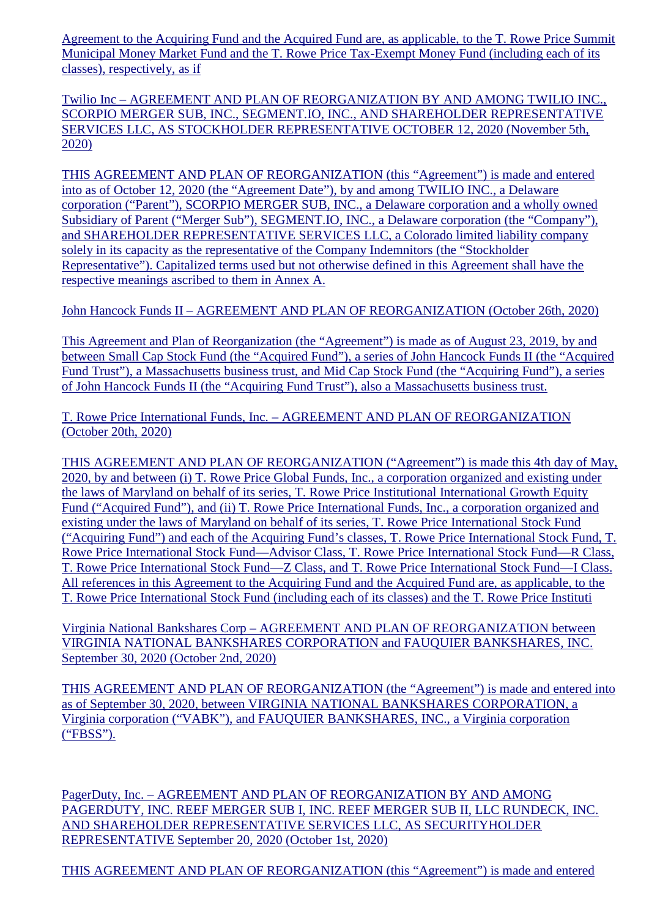Agreement to the Acquiring Fund and the Acquired Fund are, as applicable, to the T. Rowe Price Summit Municipal Money Market Fund and the T. Rowe Price Tax-Exempt Money Fund (including each of its classes), respectively, as if

Twilio Inc – AGREEMENT AND PLAN OF REORGANIZATION BY AND AMONG TWILIO INC., SCORPIO MERGER SUB, INC., SEGMENT.IO, INC., AND SHAREHOLDER REPRESENTATIVE SERVICES LLC, AS STOCKHOLDER REPRESENTATIVE OCTOBER 12, 2020 (November 5th, 2020)

THIS AGREEMENT AND PLAN OF REORGANIZATION (this "Agreement") is made and entered into as of October 12, 2020 (the "Agreement Date"), by and among TWILIO INC., a Delaware corporation ("Parent"), SCORPIO MERGER SUB, INC., a Delaware corporation and a wholly owned Subsidiary of Parent ("Merger Sub"), SEGMENT.IO, INC., a Delaware corporation (the "Company"), and SHAREHOLDER REPRESENTATIVE SERVICES LLC, a Colorado limited liability company solely in its capacity as the representative of the Company Indemnitors (the "Stockholder Representative"). Capitalized terms used but not otherwise defined in this Agreement shall have the respective meanings ascribed to them in Annex A.

John Hancock Funds II – AGREEMENT AND PLAN OF REORGANIZATION (October 26th, 2020)

This Agreement and Plan of Reorganization (the "Agreement") is made as of August 23, 2019, by and between Small Cap Stock Fund (the "Acquired Fund"), a series of John Hancock Funds II (the "Acquired Fund Trust"), a Massachusetts business trust, and Mid Cap Stock Fund (the "Acquiring Fund"), a series of John Hancock Funds II (the "Acquiring Fund Trust"), also a Massachusetts business trust.

T. Rowe Price International Funds, Inc. – AGREEMENT AND PLAN OF REORGANIZATION (October 20th, 2020)

THIS AGREEMENT AND PLAN OF REORGANIZATION ("Agreement") is made this 4th day of May, 2020, by and between (i) T. Rowe Price Global Funds, Inc., a corporation organized and existing under the laws of Maryland on behalf of its series, T. Rowe Price Institutional International Growth Equity Fund ("Acquired Fund"), and (ii) T. Rowe Price International Funds, Inc., a corporation organized and existing under the laws of Maryland on behalf of its series, T. Rowe Price International Stock Fund ("Acquiring Fund") and each of the Acquiring Fund's classes, T. Rowe Price International Stock Fund, T. Rowe Price International Stock Fund—Advisor Class, T. Rowe Price International Stock Fund—R Class, T. Rowe Price International Stock Fund—Z Class, and T. Rowe Price International Stock Fund—I Class. All references in this Agreement to the Acquiring Fund and the Acquired Fund are, as applicable, to the T. Rowe Price International Stock Fund (including each of its classes) and the T. Rowe Price Instituti

Virginia National Bankshares Corp – AGREEMENT AND PLAN OF REORGANIZATION between VIRGINIA NATIONAL BANKSHARES CORPORATION and FAUQUIER BANKSHARES, INC. September 30, 2020 (October 2nd, 2020)

THIS AGREEMENT AND PLAN OF REORGANIZATION (the "Agreement") is made and entered into as of September 30, 2020, between VIRGINIA NATIONAL BANKSHARES CORPORATION, a Virginia corporation ("VABK"), and FAUQUIER BANKSHARES, INC., a Virginia corporation ("FBSS").

PagerDuty, Inc. – AGREEMENT AND PLAN OF REORGANIZATION BY AND AMONG PAGERDUTY, INC. REEF MERGER SUB I, INC. REEF MERGER SUB II, LLC RUNDECK, INC. AND SHAREHOLDER REPRESENTATIVE SERVICES LLC, AS SECURITYHOLDER REPRESENTATIVE September 20, 2020 (October 1st, 2020)

THIS AGREEMENT AND PLAN OF REORGANIZATION (this "Agreement") is made and entered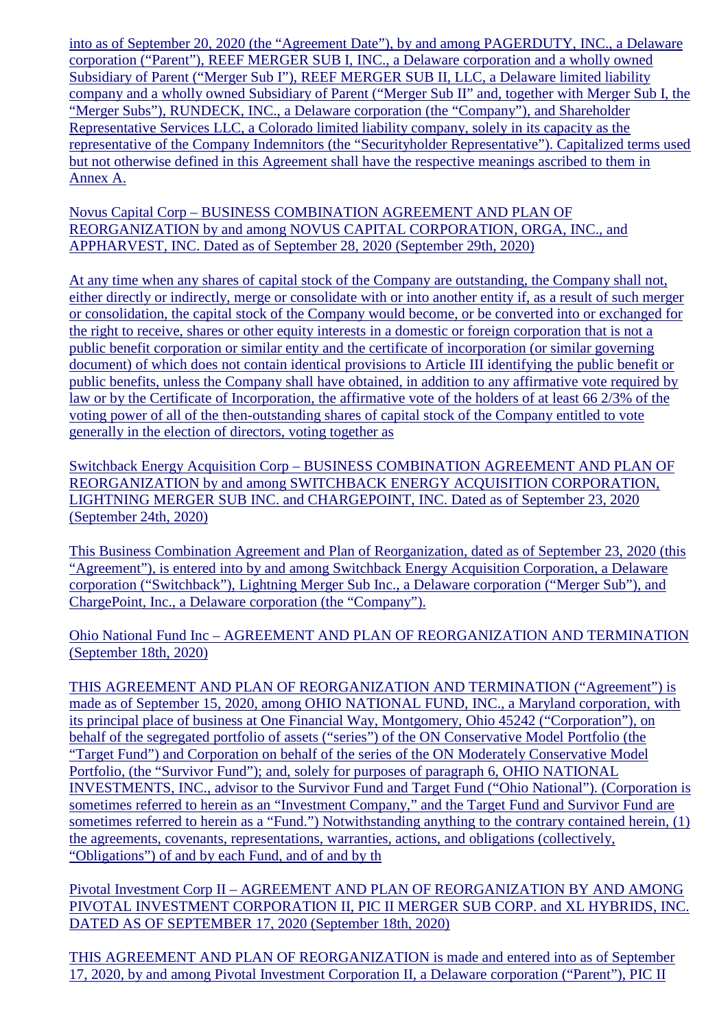into as of September 20, 2020 (the "Agreement Date"), by and among PAGERDUTY, INC., a Delaware corporation ("Parent"), REEF MERGER SUB I, INC., a Delaware corporation and a wholly owned Subsidiary of Parent ("Merger Sub I"), REEF MERGER SUB II, LLC, a Delaware limited liability company and a wholly owned Subsidiary of Parent ("Merger Sub II" and, together with Merger Sub I, the "Merger Subs"), RUNDECK, INC., a Delaware corporation (the "Company"), and Shareholder Representative Services LLC, a Colorado limited liability company, solely in its capacity as the representative of the Company Indemnitors (the "Securityholder Representative"). Capitalized terms used but not otherwise defined in this Agreement shall have the respective meanings ascribed to them in Annex A.

Novus Capital Corp – BUSINESS COMBINATION AGREEMENT AND PLAN OF REORGANIZATION by and among NOVUS CAPITAL CORPORATION, ORGA, INC., and APPHARVEST, INC. Dated as of September 28, 2020 (September 29th, 2020)

At any time when any shares of capital stock of the Company are outstanding, the Company shall not, either directly or indirectly, merge or consolidate with or into another entity if, as a result of such merger or consolidation, the capital stock of the Company would become, or be converted into or exchanged for the right to receive, shares or other equity interests in a domestic or foreign corporation that is not a public benefit corporation or similar entity and the certificate of incorporation (or similar governing document) of which does not contain identical provisions to Article III identifying the public benefit or public benefits, unless the Company shall have obtained, in addition to any affirmative vote required by law or by the Certificate of Incorporation, the affirmative vote of the holders of at least 66 2/3% of the voting power of all of the then-outstanding shares of capital stock of the Company entitled to vote generally in the election of directors, voting together as

Switchback Energy Acquisition Corp – BUSINESS COMBINATION AGREEMENT AND PLAN OF REORGANIZATION by and among SWITCHBACK ENERGY ACQUISITION CORPORATION, LIGHTNING MERGER SUB INC. and CHARGEPOINT, INC. Dated as of September 23, 2020 (September 24th, 2020)

This Business Combination Agreement and Plan of Reorganization, dated as of September 23, 2020 (this "Agreement"), is entered into by and among Switchback Energy Acquisition Corporation, a Delaware corporation ("Switchback"), Lightning Merger Sub Inc., a Delaware corporation ("Merger Sub"), and ChargePoint, Inc., a Delaware corporation (the "Company").

Ohio National Fund Inc – AGREEMENT AND PLAN OF REORGANIZATION AND TERMINATION (September 18th, 2020)

THIS AGREEMENT AND PLAN OF REORGANIZATION AND TERMINATION ("Agreement") is made as of September 15, 2020, among OHIO NATIONAL FUND, INC., a Maryland corporation, with its principal place of business at One Financial Way, Montgomery, Ohio 45242 ("Corporation"), on behalf of the segregated portfolio of assets ("series") of the ON Conservative Model Portfolio (the "Target Fund") and Corporation on behalf of the series of the ON Moderately Conservative Model Portfolio, (the "Survivor Fund"); and, solely for purposes of paragraph 6, OHIO NATIONAL INVESTMENTS, INC., advisor to the Survivor Fund and Target Fund ("Ohio National"). (Corporation is sometimes referred to herein as an "Investment Company," and the Target Fund and Survivor Fund are sometimes referred to herein as a "Fund.") Notwithstanding anything to the contrary contained herein, (1) the agreements, covenants, representations, warranties, actions, and obligations (collectively, "Obligations") of and by each Fund, and of and by th

Pivotal Investment Corp II – AGREEMENT AND PLAN OF REORGANIZATION BY AND AMONG PIVOTAL INVESTMENT CORPORATION II, PIC II MERGER SUB CORP. and XL HYBRIDS, INC. DATED AS OF SEPTEMBER 17, 2020 (September 18th, 2020)

THIS AGREEMENT AND PLAN OF REORGANIZATION is made and entered into as of September 17, 2020, by and among Pivotal Investment Corporation II, a Delaware corporation ("Parent"), PIC II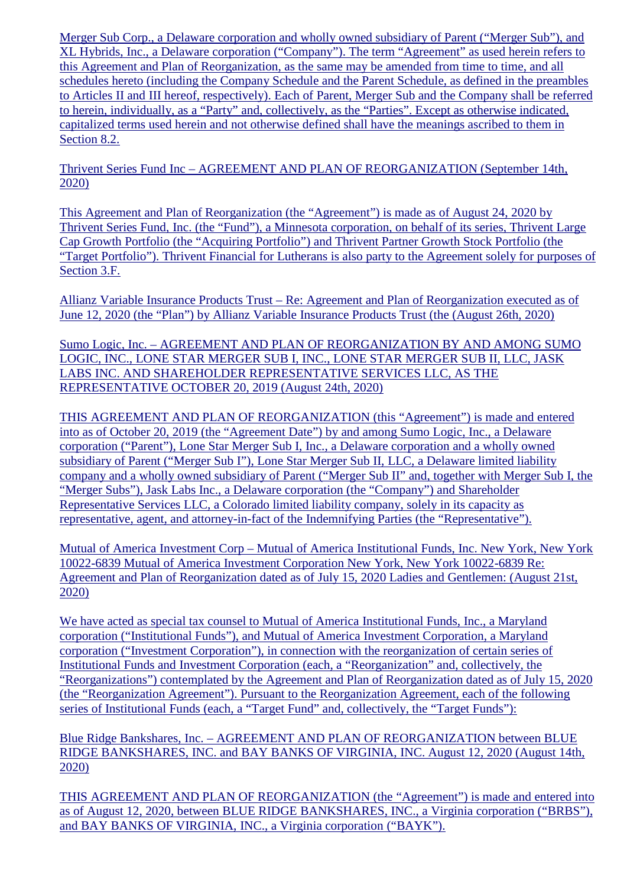Merger Sub Corp., a Delaware corporation and wholly owned subsidiary of Parent (“Merger Sub”), and XL Hybrids, Inc., a Delaware corporation (“Company”). The term “Agreement” as used herein refers to this Agreement and Plan of Reorganization, as the same may be amended from time to time, and all schedules hereto (including the Company Schedule and the Parent Schedule, as defined in the preambles to Articles II and III hereof, respectively). Each of Parent, Merger Sub and the Company shall be referred to herein, individually, as a “Party” and, collectively, as the “Parties”. Except as otherwise indicated, capitalized terms used herein and not otherwise defined shall have the meanings ascribed to them in Section 8.2.

Thrivent Series Fund Inc – AGREEMENT AND PLAN OF REORGANIZATION (September 14th, 2020)

This Agreement and Plan of Reorganization (the “Agreement”) is made as of August 24, 2020 by Thrivent Series Fund, Inc. (the “Fund”), a Minnesota corporation, on behalf of its series, Thrivent Large Cap Growth Portfolio (the “Acquiring Portfolio”) and Thrivent Partner Growth Stock Portfolio (the “Target Portfolio”). Thrivent Financial for Lutherans is also party to the Agreement solely for purposes of Section 3.F.

Allianz Variable Insurance Products Trust – Re: Agreement and Plan of Reorganization executed as of June 12, 2020 (the “Plan”) by Allianz Variable Insurance Products Trust (the (August 26th, 2020)

Sumo Logic, Inc. – AGREEMENT AND PLAN OF REORGANIZATION BY AND AMONG SUMO LOGIC, INC., LONE STAR MERGER SUB I, INC., LONE STAR MERGER SUB II, LLC, JASK LABS INC. AND SHAREHOLDER REPRESENTATIVE SERVICES LLC, AS THE REPRESENTATIVE OCTOBER 20, 2019 (August 24th, 2020)

THIS AGREEMENT AND PLAN OF REORGANIZATION (this “Agreement”) is made and entered into as of October 20, 2019 (the “Agreement Date”) by and among Sumo Logic, Inc., a Delaware corporation (“Parent”), Lone Star Merger Sub I, Inc., a Delaware corporation and a wholly owned subsidiary of Parent (“Merger Sub I”), Lone Star Merger Sub II, LLC, a Delaware limited liability company and a wholly owned subsidiary of Parent (“Merger Sub II” and, together with Merger Sub I, the “Merger Subs”), Jask Labs Inc., a Delaware corporation (the “Company”) and Shareholder Representative Services LLC, a Colorado limited liability company, solely in its capacity as representative, agent, and attorney-in-fact of the Indemnifying Parties (the “Representative”).

Mutual of America Investment Corp – Mutual of America Institutional Funds, Inc. New York, New York 10022-6839 Mutual of America Investment Corporation New York, New York 10022-6839 Re: Agreement and Plan of Reorganization dated as of July 15, 2020 Ladies and Gentlemen: (August 21st, 2020)

We have acted as special tax counsel to Mutual of America Institutional Funds, Inc., a Maryland corporation (“Institutional Funds”), and Mutual of America Investment Corporation, a Maryland corporation (“Investment Corporation”), in connection with the reorganization of certain series of Institutional Funds and Investment Corporation (each, a “Reorganization” and, collectively, the “Reorganizations”) contemplated by the Agreement and Plan of Reorganization dated as of July 15, 2020 (the “Reorganization Agreement”). Pursuant to the Reorganization Agreement, each of the following series of Institutional Funds (each, a “Target Fund” and, collectively, the “Target Funds”):

Blue Ridge Bankshares, Inc. – AGREEMENT AND PLAN OF REORGANIZATION between BLUE RIDGE BANKSHARES, INC. and BAY BANKS OF VIRGINIA, INC. August 12, 2020 (August 14th, 2020)

THIS AGREEMENT AND PLAN OF REORGANIZATION (the “Agreement”) is made and entered into as of August 12, 2020, between BLUE RIDGE BANKSHARES, INC., a Virginia corporation (“BRBS”), and BAY BANKS OF VIRGINIA, INC., a Virginia corporation (“BAYK”).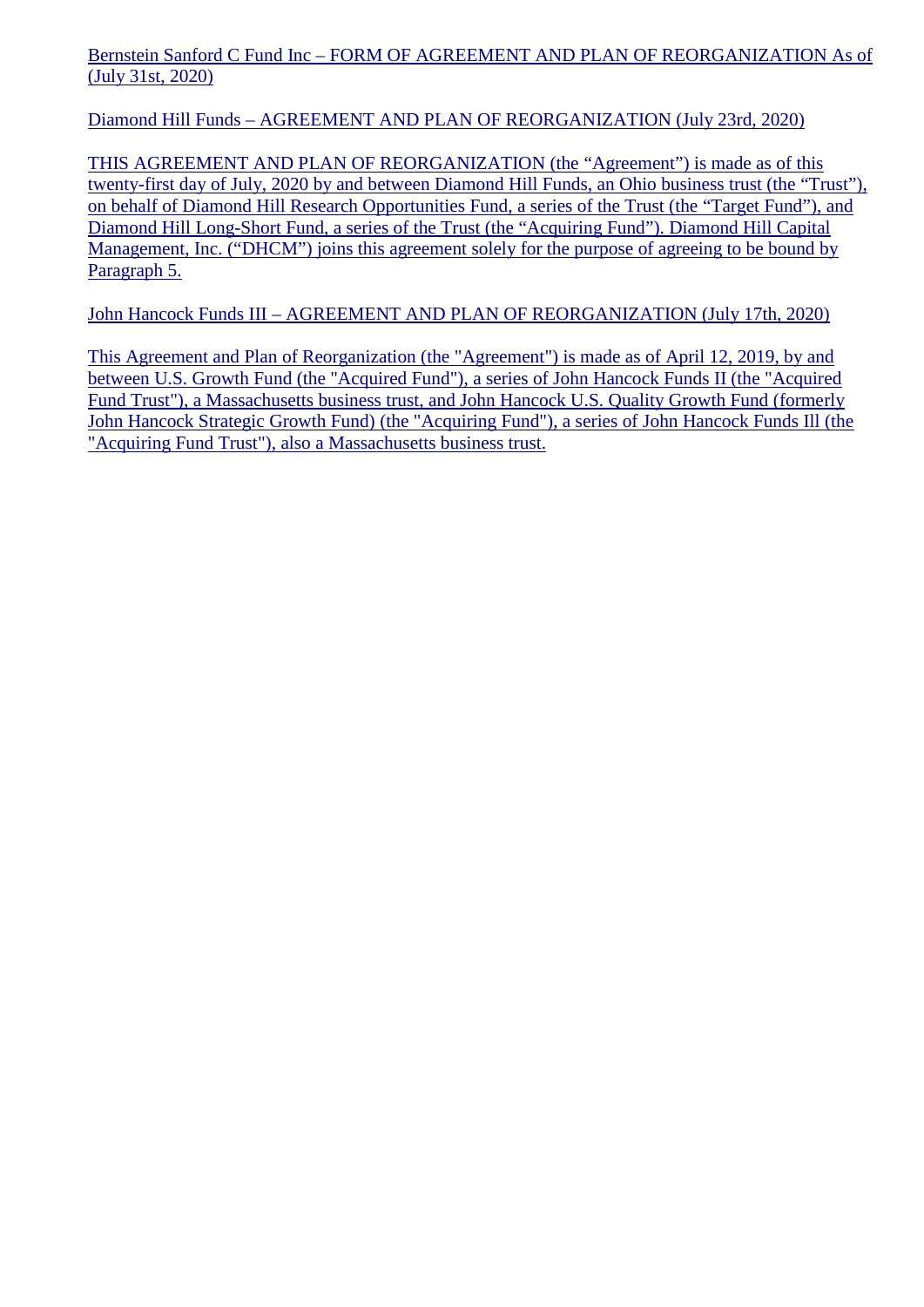Bernstein Sanford C Fund Inc – FORM OF AGREEMENT AND PLAN OF REORGANIZATION As of (July 31st, 2020)

Diamond Hill Funds – AGREEMENT AND PLAN OF REORGANIZATION (July 23rd, 2020)

THIS AGREEMENT AND PLAN OF REORGANIZATION (the "Agreement") is made as of this twenty-first day of July, 2020 by and between Diamond Hill Funds, an Ohio business trust (the "Trust"), on behalf of Diamond Hill Research Opportunities Fund, a series of the Trust (the "Target Fund"), and Diamond Hill Long-Short Fund, a series of the Trust (the "Acquiring Fund"). Diamond Hill Capital Management, Inc. ("DHCM") joins this agreement solely for the purpose of agreeing to be bound by Paragraph 5.

John Hancock Funds III – AGREEMENT AND PLAN OF REORGANIZATION (July 17th, 2020)

This Agreement and Plan of Reorganization (the "Agreement") is made as of April 12, 2019, by and between U.S. Growth Fund (the "Acquired Fund"), a series of John Hancock Funds II (the "Acquired Fund Trust"), a Massachusetts business trust, and John Hancock U.S. Quality Growth Fund (formerly John Hancock Strategic Growth Fund) (the "Acquiring Fund"), a series of John Hancock Funds Ill (the "Acquiring Fund Trust"), also a Massachusetts business trust.